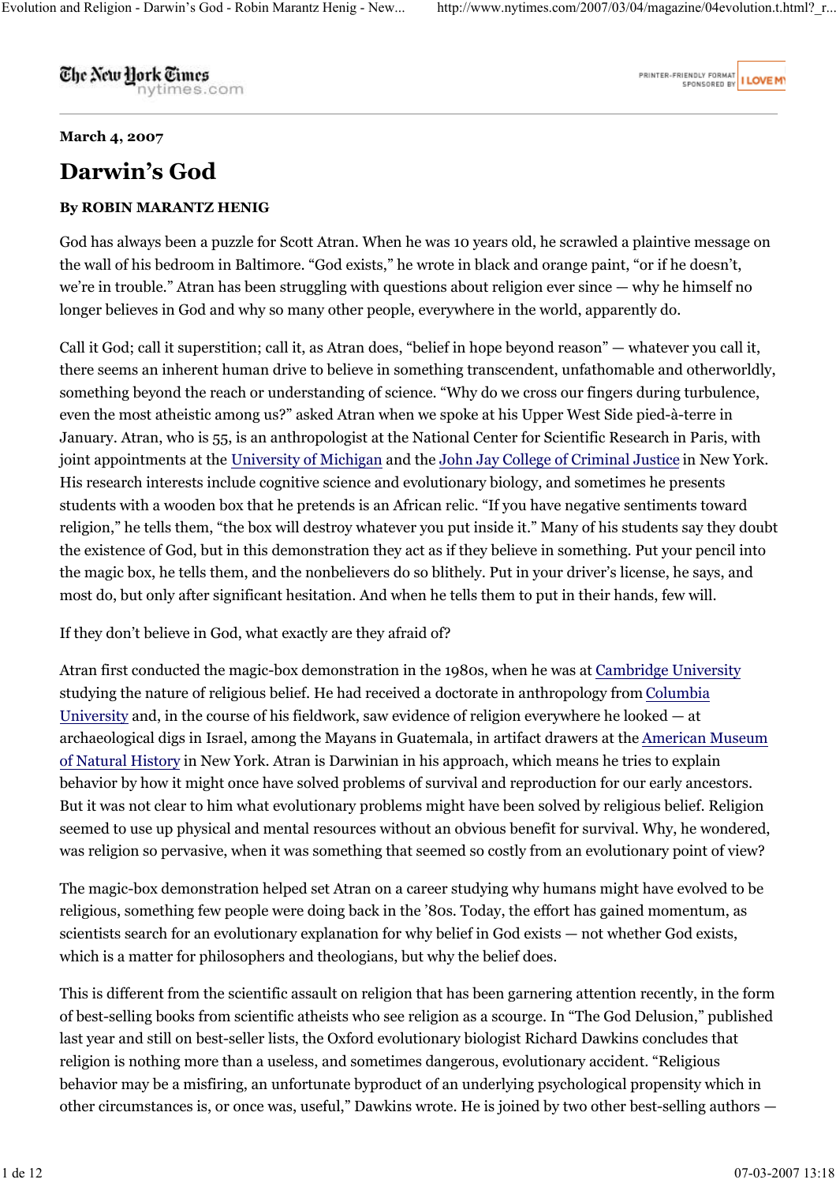**March 4, 2007**

# Darwin's God

**By ROBIN MARANTZ HENIG**

God has always been a puzzle for Scott Atran. When he was 10 years old, he scrawled a plaintive message on the wall of his bedroom in Baltimore. "God exists," he wrote in black and orange paint, "or if he doesn't, we're in trouble." Atran has been struggling with questions about religion ever since — why he himself no longer believes in God and why so many other people, everywhere in the world, apparently do.

Call it God; call it superstition; call it, as Atran does, "belief in hope beyond reason" — whatever you call it, there seems an inherent human drive to believe in something transcendent, unfathomable and otherworldly, something beyond the reach or understanding of science. "Why do we cross our fingers during turbulence, even the most atheistic among us?" asked Atran when we spoke at his Upper West Side pied-à-terre in January. Atran, who is 55, is an anthropologist at the National Center for Scientific Research in Paris, with joint appointments at the University of Michigan and the John Jay College of Criminal Justice in New York. His research interests include cognitive science and evolutionary biology, and sometimes he presents students with a wooden box that he pretends is an African relic. "If you have negative sentiments toward religion," he tells them, "the box will destroy whatever you put inside it." Many of his students say they doubt the existence of God, but in this demonstration they act as if they believe in something. Put your pencil into the magic box, he tells them, and the nonbelievers do so blithely. Put in your driver's license, he says, and most do, but only after significant hesitation. And when he tells them to put in their hands, few will.

If they don't believe in God, what exactly are they afraid of?

Atran first conducted the magic-box demonstration in the 1980s, when he was at Cambridge University studying the nature of religious belief. He had received a doctorate in anthropology from Columbia University and, in the course of his fieldwork, saw evidence of religion everywhere he looked — at archaeological digs in Israel, among the Mayans in Guatemala, in artifact drawers at the American Museum of Natural History in New York. Atran is Darwinian in his approach, which means he tries to explain behavior by how it might once have solved problems of survival and reproduction for our early ancestors. But it was not clear to him what evolutionary problems might have been solved by religious belief. Religion seemed to use up physical and mental resources without an obvious benefit for survival. Why, he wondered, was religion so pervasive, when it was something that seemed so costly from an evolutionary point of view?

The magic-box demonstration helped set Atran on a career studying why humans might have evolved to be religious, something few people were doing back in the '80s. Today, the effort has gained momentum, as scientists search for an evolutionary explanation for why belief in God exists — not whether God exists, which is a matter for philosophers and theologians, but why the belief does.

This is different from the scientific assault on religion that has been garnering attention recently, in the form of best-selling books from scientific atheists who see religion as a scourge. In "The God Delusion," published last year and still on best-seller lists, the Oxford evolutionary biologist Richard Dawkins concludes that religion is nothing more than a useless, and sometimes dangerous, evolutionary accident. "Religious behavior may be a misfiring, an unfortunate byproduct of an underlying psychological propensity which in other circumstances is, or once was, useful," Dawkins wrote. He is joined by two other best-selling authors —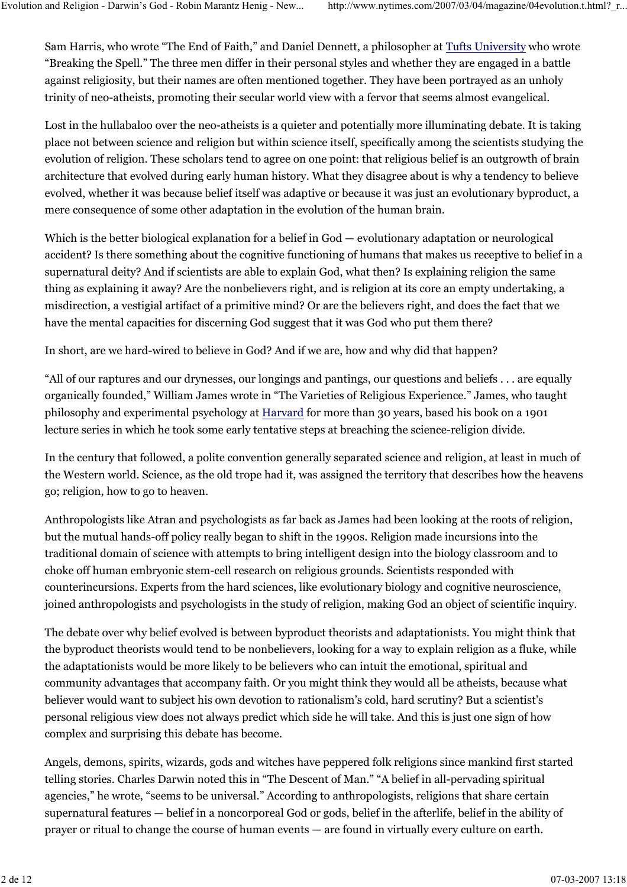Sam Harris, who wrote "The End of Faith," and Daniel Dennett, a philosopher at Tufts University who wrote "Breaking the Spell." The three men differ in their personal styles and whether they are engaged in a battle against religiosity, but their names are often mentioned together. They have been portrayed as an unholy trinity of neo-atheists, promoting their secular world view with a fervor that seems almost evangelical.

Lost in the hullabaloo over the neo-atheists is a quieter and potentially more illuminating debate. It is taking place not between science and religion but within science itself, specifically among the scientists studying the evolution of religion. These scholars tend to agree on one point: that religious belief is an outgrowth of brain architecture that evolved during early human history. What they disagree about is why a tendency to believe evolved, whether it was because belief itself was adaptive or because it was just an evolutionary byproduct, a mere consequence of some other adaptation in the evolution of the human brain.

Which is the better biological explanation for a belief in God — evolutionary adaptation or neurological accident? Is there something about the cognitive functioning of humans that makes us receptive to belief in a supernatural deity? And if scientists are able to explain God, what then? Is explaining religion the same thing as explaining it away? Are the nonbelievers right, and is religion at its core an empty undertaking, a misdirection, a vestigial artifact of a primitive mind? Or are the believers right, and does the fact that we have the mental capacities for discerning God suggest that it was God who put them there?

In short, are we hard-wired to believe in God? And if we are, how and why did that happen?

"All of our raptures and our drynesses, our longings and pantings, our questions and beliefs . . . are equally organically founded," William James wrote in "The Varieties of Religious Experience." James, who taught philosophy and experimental psychology at Harvard for more than 30 years, based his book on a 1901 lecture series in which he took some early tentative steps at breaching the science-religion divide.

In the century that followed, a polite convention generally separated science and religion, at least in much of the Western world. Science, as the old trope had it, was assigned the territory that describes how the heavens go; religion, how to go to heaven.

Anthropologists like Atran and psychologists as far back as James had been looking at the roots of religion, but the mutual hands-off policy really began to shift in the 1990s. Religion made incursions into the traditional domain of science with attempts to bring intelligent design into the biology classroom and to choke off human embryonic stem-cell research on religious grounds. Scientists responded with counterincursions. Experts from the hard sciences, like evolutionary biology and cognitive neuroscience, joined anthropologists and psychologists in the study of religion, making God an object of scientific inquiry.

The debate over why belief evolved is between byproduct theorists and adaptationists. You might think that the byproduct theorists would tend to be nonbelievers, looking for a way to explain religion as a fluke, while the adaptationists would be more likely to be believers who can intuit the emotional, spiritual and community advantages that accompany faith. Or you might think they would all be atheists, because what believer would want to subject his own devotion to rationalism's cold, hard scrutiny? But a scientist's personal religious view does not always predict which side he will take. And this is just one sign of how complex and surprising this debate has become.

Angels, demons, spirits, wizards, gods and witches have peppered folk religions since mankind first started telling stories. Charles Darwin noted this in "The Descent of Man." "A belief in all-pervading spiritual agencies," he wrote, "seems to be universal." According to anthropologists, religions that share certain supernatural features — belief in a noncorporeal God or gods, belief in the afterlife, belief in the ability of prayer or ritual to change the course of human events — are found in virtually every culture on earth.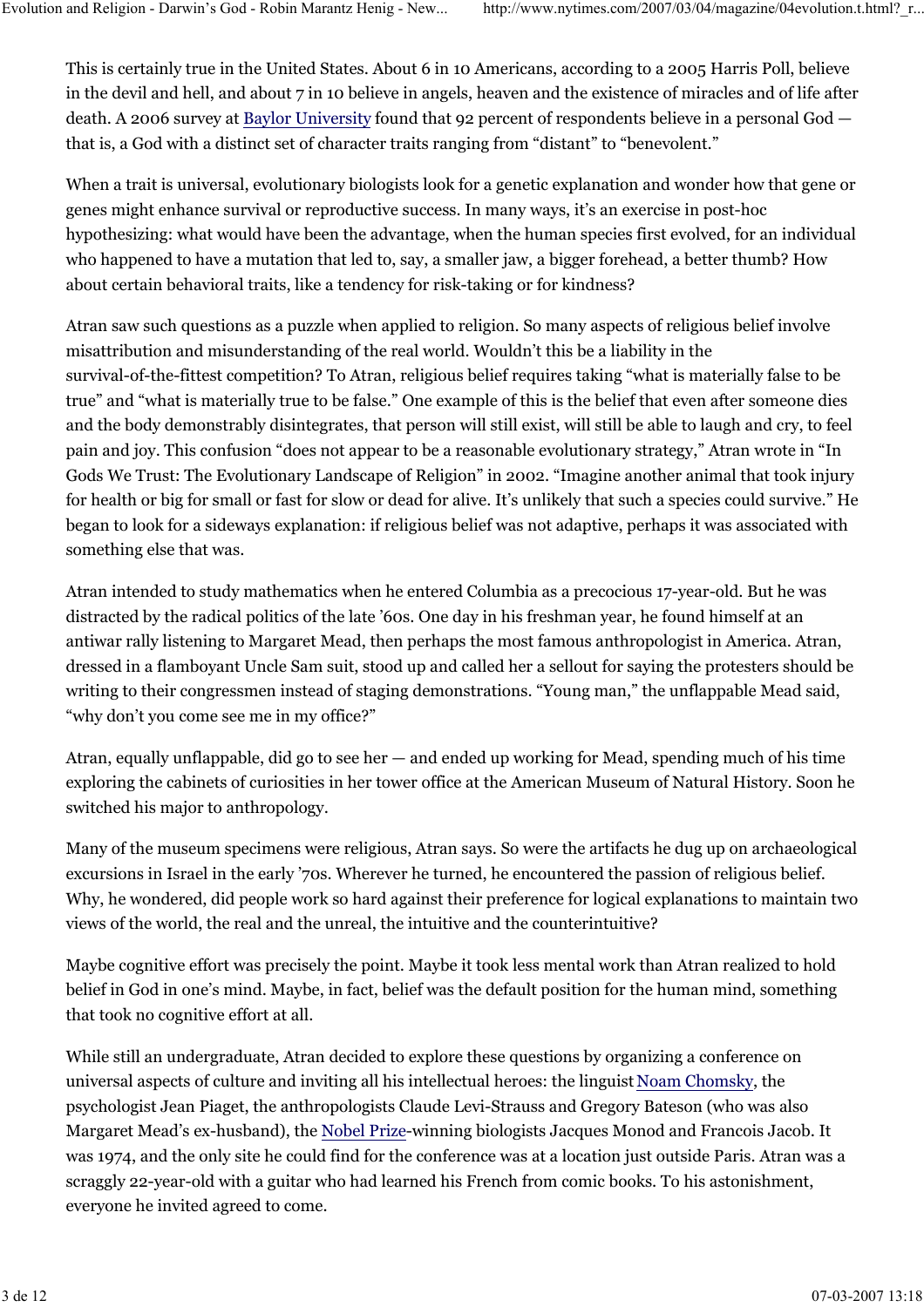This is certainly true in the United States. About 6 in 10 Americans, according to a 2005 Harris Poll, believe in the devil and hell, and about 7 in 10 believe in angels, heaven and the existence of miracles and of life after death. A 2006 survey at Baylor University found that 92 percent of respondents believe in a personal God — that is, a God with a distinct set of character traits ranging from "distant" to "benevolent."

When a trait is universal, evolutionary biologists look for a genetic explanation and wonder how that gene or genes might enhance survival or reproductive success. In many ways, it's an exercise in post-hoc hypothesizing: what would have been the advantage, when the human species first evolved, for an individual who happened to have a mutation that led to, say, a smaller jaw, a bigger forehead, a better thumb? How about certain behavioral traits, like a tendency for risk-taking or for kindness?

Atran saw such questions as a puzzle when applied to religion. So many aspects of religious belief involve misattribution and misunderstanding of the real world. Wouldn't this be a liability in the survival-of-the-fittest competition? To Atran, religious belief requires taking "what is materially false to be true" and "what is materially true to be false." One example of this is the belief that even after someone dies and the body demonstrably disintegrates, that person will still exist, will still be able to laugh and cry, to feel pain and joy. This confusion "does not appear to be a reasonable evolutionary strategy," Atran wrote in "In Gods We Trust: The Evolutionary Landscape of Religion" in 2002. "Imagine another animal that took injury for health or big for small or fast for slow or dead for alive. It's unlikely that such a species could survive." He began to look for a sideways explanation: if religious belief was not adaptive, perhaps it was associated with something else that was.

Atran intended to study mathematics when he entered Columbia as a precocious 17-year-old. But he was distracted by the radical politics of the late '60s. One day in his freshman year, he found himself at an antiwar rally listening to Margaret Mead, then perhaps the most famous anthropologist in America. Atran, dressed in a flamboyant Uncle Sam suit, stood up and called her a sellout for saying the protesters should be writing to their congressmen instead of staging demonstrations. "Young man," the unflappable Mead said, "why don't you come see me in my office?"

Atran, equally unflappable, did go to see her — and ended up working for Mead, spending much of his time exploring the cabinets of curiosities in her tower office at the American Museum of Natural History. Soon he switched his major to anthropology.

Many of the museum specimens were religious, Atran says. So were the artifacts he dug up on archaeological excursions in Israel in the early '70s. Wherever he turned, he encountered the passion of religious belief. Why, he wondered, did people work so hard against their preference for logical explanations to maintain two views of the world, the real and the unreal, the intuitive and the counterintuitive?

Maybe cognitive effort was precisely the point. Maybe it took less mental work than Atran realized to hold belief in God in one's mind. Maybe, in fact, belief was the default position for the human mind, something that took no cognitive effort at all.

While still an undergraduate, Atran decided to explore these questions by organizing a conference on universal aspects of culture and inviting all his intellectual heroes: the linguist Noam Chomsky, the psychologist Jean Piaget, the anthropologists Claude Levi-Strauss and Gregory Bateson (who was also Margaret Mead's ex-husband), the Nobel Prize-winning biologists Jacques Monod and Francois Jacob. It was 1974, and the only site he could find for the conference was at a location just outside Paris. Atran was a scraggly 22-year-old with a guitar who had learned his French from comic books. To his astonishment, everyone he invited agreed to come.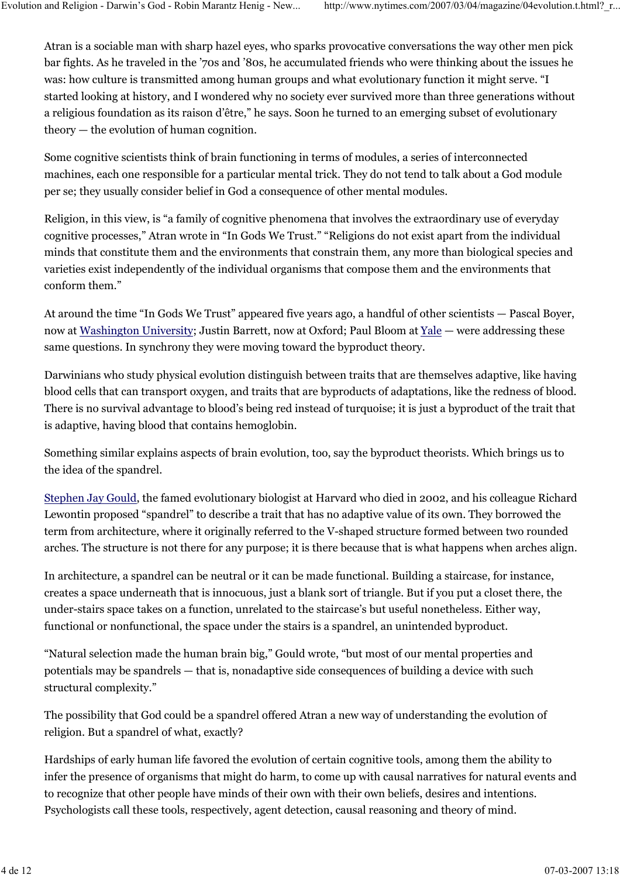Atran is a sociable man with sharp hazel eyes, who sparks provocative conversations the way other men pick bar fights. As he traveled in the '70s and '80s, he accumulated friends who were thinking about the issues he was: how culture is transmitted among human groups and what evolutionary function it might serve. "I started looking at history, and I wondered why no society ever survived more than three generations without a religious foundation as its raison d'être," he says. Soon he turned to an emerging subset of evolutionary theory — the evolution of human cognition.

Some cognitive scientists think of brain functioning in terms of modules, a series of interconnected machines, each one responsible for a particular mental trick. They do not tend to talk about a God module per se; they usually consider belief in God a consequence of other mental modules.

Religion, in this view, is "a family of cognitive phenomena that involves the extraordinary use of everyday cognitive processes," Atran wrote in "In Gods We Trust." "Religions do not exist apart from the individual minds that constitute them and the environments that constrain them, any more than biological species and varieties exist independently of the individual organisms that compose them and the environments that conform them."

At around the time "In Gods We Trust" appeared five years ago, a handful of other scientists — Pascal Boyer, now at Washington University; Justin Barrett, now at Oxford; Paul Bloom at Yale — were addressing these same questions. In synchrony they were moving toward the byproduct theory.

Darwinians who study physical evolution distinguish between traits that are themselves adaptive, like having blood cells that can transport oxygen, and traits that are byproducts of adaptations, like the redness of blood. There is no survival advantage to blood's being red instead of turquoise; it is just a byproduct of the trait that is adaptive, having blood that contains hemoglobin.

Something similar explains aspects of brain evolution, too, say the byproduct theorists. Which brings us to the idea of the spandrel.

Stephen Jay Gould, the famed evolutionary biologist at Harvard who died in 2002, and his colleague Richard Lewontin proposed "spandrel" to describe a trait that has no adaptive value of its own. They borrowed the term from architecture, where it originally referred to the V-shaped structure formed between two rounded arches. The structure is not there for any purpose; it is there because that is what happens when arches align.

In architecture, a spandrel can be neutral or it can be made functional. Building a staircase, for instance, creates a space underneath that is innocuous, just a blank sort of triangle. But if you put a closet there, the under-stairs space takes on a function, unrelated to the staircase's but useful nonetheless. Either way, functional or nonfunctional, the space under the stairs is a spandrel, an unintended byproduct.

"Natural selection made the human brain big," Gould wrote, "but most of our mental properties and potentials may be spandrels — that is, nonadaptive side consequences of building a device with such structural complexity."

The possibility that God could be a spandrel offered Atran a new way of understanding the evolution of religion. But a spandrel of what, exactly?

Hardships of early human life favored the evolution of certain cognitive tools, among them the ability to infer the presence of organisms that might do harm, to come up with causal narratives for natural events and to recognize that other people have minds of their own with their own beliefs, desires and intentions. Psychologists call these tools, respectively, agent detection, causal reasoning and theory of mind.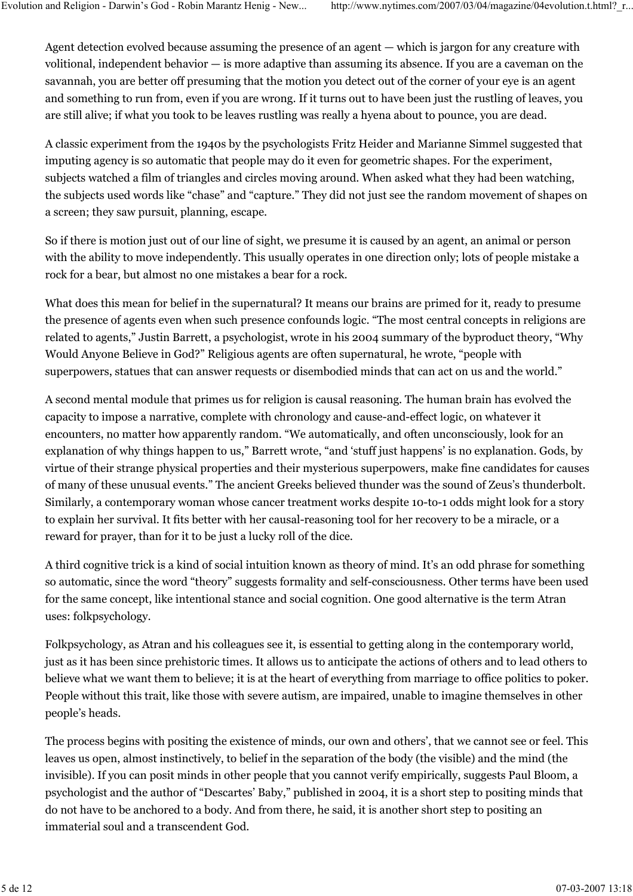Agent detection evolved because assuming the presence of an agent — which is jargon for any creature with volitional, independent behavior — is more adaptive than assuming its absence. If you are a caveman on the savannah, you are better off presuming that the motion you detect out of the corner of your eye is an agent and something to run from, even if you are wrong. If it turns out to have been just the rustling of leaves, you are still alive; if what you took to be leaves rustling was really a hyena about to pounce, you are dead.

A classic experiment from the 1940s by the psychologists Fritz Heider and Marianne Simmel suggested that imputing agency is so automatic that people may do it even for geometric shapes. For the experiment, subjects watched a film of triangles and circles moving around. When asked what they had been watching, the subjects used words like “chase” and “capture.” They did not just see the random movement of shapes on a screen; they saw pursuit, planning, escape.

So if there is motion just out of our line of sight, we presume it is caused by an agent, an animal or person with the ability to move independently. This usually operates in one direction only; lots of people mistake a rock for a bear, but almost no one mistakes a bear for a rock.

What does this mean for belief in the supernatural? It means our brains are primed for it, ready to presume the presence of agents even when such presence confounds logic. “The most central concepts in religions are related to agents,” Justin Barrett, a psychologist, wrote in his 2004 summary of the byproduct theory, “Why Would Anyone Believe in God?” Religious agents are often supernatural, he wrote, “people with superpowers, statues that can answer requests or disembodied minds that can act on us and the world.”

A second mental module that primes us for religion is causal reasoning. The human brain has evolved the capacity to impose a narrative, complete with chronology and cause-and-effect logic, on whatever it encounters, no matter how apparently random. “We automatically, and often unconsciously, look for an explanation of why things happen to us,” Barrett wrote, “and ‘stuff just happens’ is no explanation. Gods, by virtue of their strange physical properties and their mysterious superpowers, make fine candidates for causes of many of these unusual events.” The ancient Greeks believed thunder was the sound of Zeus’s thunderbolt. Similarly, a contemporary woman whose cancer treatment works despite 10-to-1 odds might look for a story to explain her survival. It fits better with her causal-reasoning tool for her recovery to be a miracle, or a reward for prayer, than for it to be just a lucky roll of the dice.

A third cognitive trick is a kind of social intuition known as theory of mind. It’s an odd phrase for something so automatic, since the word “theory” suggests formality and self-consciousness. Other terms have been used for the same concept, like intentional stance and social cognition. One good alternative is the term Atran uses: folkpsychology.

Folkpsychology, as Atran and his colleagues see it, is essential to getting along in the contemporary world, just as it has been since prehistoric times. It allows us to anticipate the actions of others and to lead others to believe what we want them to believe; it is at the heart of everything from marriage to office politics to poker. People without this trait, like those with severe autism, are impaired, unable to imagine themselves in other people’s heads.

The process begins with positing the existence of minds, our own and others’, that we cannot see or feel. This leaves us open, almost instinctively, to belief in the separation of the body (the visible) and the mind (the invisible). If you can posit minds in other people that you cannot verify empirically, suggests Paul Bloom, a psychologist and the author of “Descartes’ Baby,” published in 2004, it is a short step to positing minds that do not have to be anchored to a body. And from there, he said, it is another short step to positing an immaterial soul and a transcendent God.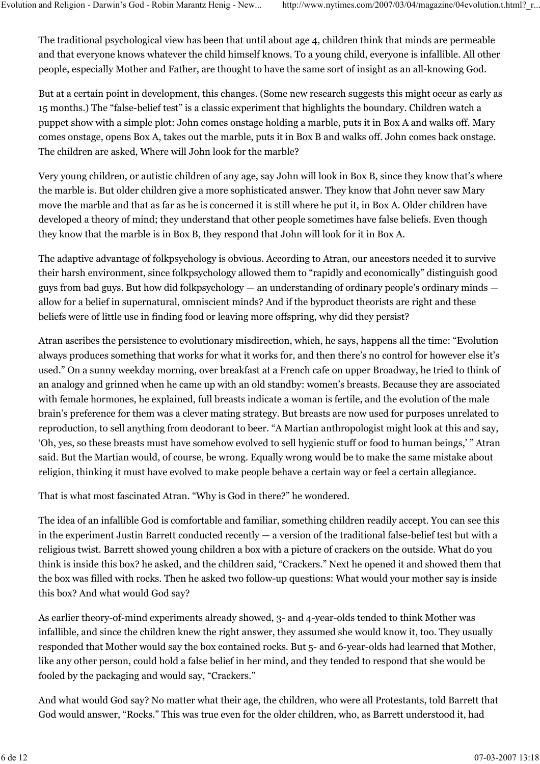The traditional psychological view has been that until about age 4, children think that minds are permeable and that everyone knows whatever the child himself knows. To a young child, everyone is infallible. All other people, especially Mother and Father, are thought to have the same sort of insight as an all-knowing God.

But at a certain point in development, this changes. (Some new research suggests this might occur as early as 15 months.) The "false-belief test" is a classic experiment that highlights the boundary. Children watch a puppet show with a simple plot: John comes onstage holding a marble, puts it in Box A and walks off. Mary comes onstage, opens Box A, takes out the marble, puts it in Box B and walks off. John comes back onstage. The children are asked, Where will John look for the marble?

Very young children, or autistic children of any age, say John will look in Box B, since they know that's where the marble is. But older children give a more sophisticated answer. They know that John never saw Mary move the marble and that as far as he is concerned it is still where he put it, in Box A. Older children have developed a theory of mind; they understand that other people sometimes have false beliefs. Even though they know that the marble is in Box B, they respond that John will look for it in Box A.

The adaptive advantage of folkpsychology is obvious. According to Atran, our ancestors needed it to survive their harsh environment, since folkpsychology allowed them to "rapidly and economically" distinguish good guys from bad guys. But how did folkpsychology — an understanding of ordinary people's ordinary minds — allow for a belief in supernatural, omniscient minds? And if the byproduct theorists are right and these beliefs were of little use in finding food or leaving more offspring, why did they persist?

Atran ascribes the persistence to evolutionary misdirection, which, he says, happens all the time: "Evolution always produces something that works for what it works for, and then there's no control for however else it's used." On a sunny weekday morning, over breakfast at a French cafe on upper Broadway, he tried to think of an analogy and grinned when he came up with an old standby: women's breasts. Because they are associated with female hormones, he explained, full breasts indicate a woman is fertile, and the evolution of the male brain's preference for them was a clever mating strategy. But breasts are now used for purposes unrelated to reproduction, to sell anything from deodorant to beer. "A Martian anthropologist might look at this and say, 'Oh, yes, so these breasts must have somehow evolved to sell hygienic stuff or food to human beings,' " Atran said. But the Martian would, of course, be wrong. Equally wrong would be to make the same mistake about religion, thinking it must have evolved to make people behave a certain way or feel a certain allegiance.

That is what most fascinated Atran. "Why is God in there?" he wondered.

The idea of an infallible God is comfortable and familiar, something children readily accept. You can see this in the experiment Justin Barrett conducted recently — a version of the traditional false-belief test but with a religious twist. Barrett showed young children a box with a picture of crackers on the outside. What do you think is inside this box? he asked, and the children said, "Crackers." Next he opened it and showed them that the box was filled with rocks. Then he asked two follow-up questions: What would your mother say is inside this box? And what would God say?

As earlier theory-of-mind experiments already showed, 3- and 4-year-olds tended to think Mother was infallible, and since the children knew the right answer, they assumed she would know it, too. They usually responded that Mother would say the box contained rocks. But 5- and 6-year-olds had learned that Mother, like any other person, could hold a false belief in her mind, and they tended to respond that she would be fooled by the packaging and would say, "Crackers."

And what would God say? No matter what their age, the children, who were all Protestants, told Barrett that God would answer, "Rocks." This was true even for the older children, who, as Barrett understood it, had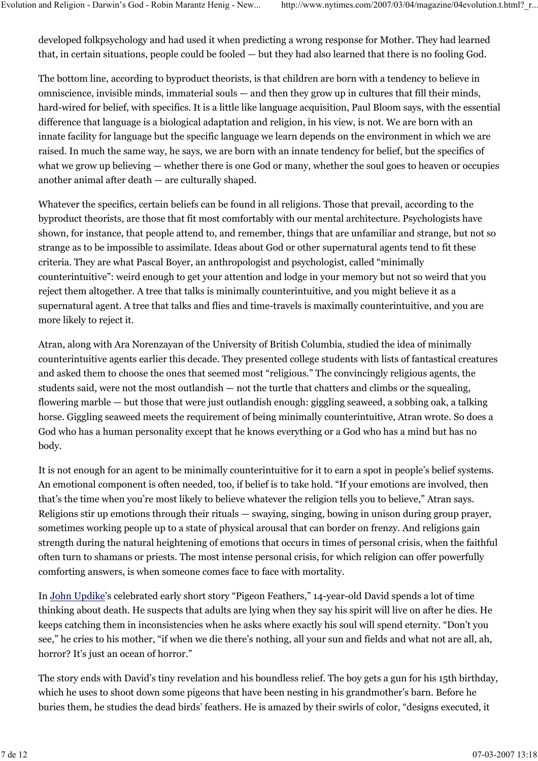developed folkpsychology and had used it when predicting a wrong response for Mother. They had learned that, in certain situations, people could be fooled — but they had also learned that there is no fooling God.

The bottom line, according to byproduct theorists, is that children are born with a tendency to believe in omniscience, invisible minds, immaterial souls — and then they grow up in cultures that fill their minds, hard-wired for belief, with specifics. It is a little like language acquisition, Paul Bloom says, with the essential difference that language is a biological adaptation and religion, in his view, is not. We are born with an innate facility for language but the specific language we learn depends on the environment in which we are raised. In much the same way, he says, we are born with an innate tendency for belief, but the specifics of what we grow up believing — whether there is one God or many, whether the soul goes to heaven or occupies another animal after death — are culturally shaped.

Whatever the specifics, certain beliefs can be found in all religions. Those that prevail, according to the byproduct theorists, are those that fit most comfortably with our mental architecture. Psychologists have shown, for instance, that people attend to, and remember, things that are unfamiliar and strange, but not so strange as to be impossible to assimilate. Ideas about God or other supernatural agents tend to fit these criteria. They are what Pascal Boyer, an anthropologist and psychologist, called "minimally counterintuitive": weird enough to get your attention and lodge in your memory but not so weird that you reject them altogether. A tree that talks is minimally counterintuitive, and you might believe it as a supernatural agent. A tree that talks and flies and time-travels is maximally counterintuitive, and you are more likely to reject it.

Atran, along with Ara Norenzayan of the University of British Columbia, studied the idea of minimally counterintuitive agents earlier this decade. They presented college students with lists of fantastical creatures and asked them to choose the ones that seemed most "religious." The convincingly religious agents, the students said, were not the most outlandish — not the turtle that chatters and climbs or the squealing, flowering marble — but those that were just outlandish enough: giggling seaweed, a sobbing oak, a talking horse. Giggling seaweed meets the requirement of being minimally counterintuitive, Atran wrote. So does a God who has a human personality except that he knows everything or a God who has a mind but has no body.

It is not enough for an agent to be minimally counterintuitive for it to earn a spot in people's belief systems. An emotional component is often needed, too, if belief is to take hold. "If your emotions are involved, then that's the time when you're most likely to believe whatever the religion tells you to believe," Atran says. Religions stir up emotions through their rituals — swaying, singing, bowing in unison during group prayer, sometimes working people up to a state of physical arousal that can border on frenzy. And religions gain strength during the natural heightening of emotions that occurs in times of personal crisis, when the faithful often turn to shamans or priests. The most intense personal crisis, for which religion can offer powerfully comforting answers, is when someone comes face to face with mortality.

In John Updike's celebrated early short story "Pigeon Feathers," 14-year-old David spends a lot of time thinking about death. He suspects that adults are lying when they say his spirit will live on after he dies. He keeps catching them in inconsistencies when he asks where exactly his soul will spend eternity. "Don't you see," he cries to his mother, "if when we die there's nothing, all your sun and fields and what not are all, ah, horror? It's just an ocean of horror."

The story ends with David's tiny revelation and his boundless relief. The boy gets a gun for his 15th birthday, which he uses to shoot down some pigeons that have been nesting in his grandmother's barn. Before he buries them, he studies the dead birds' feathers. He is amazed by their swirls of color, "designs executed, it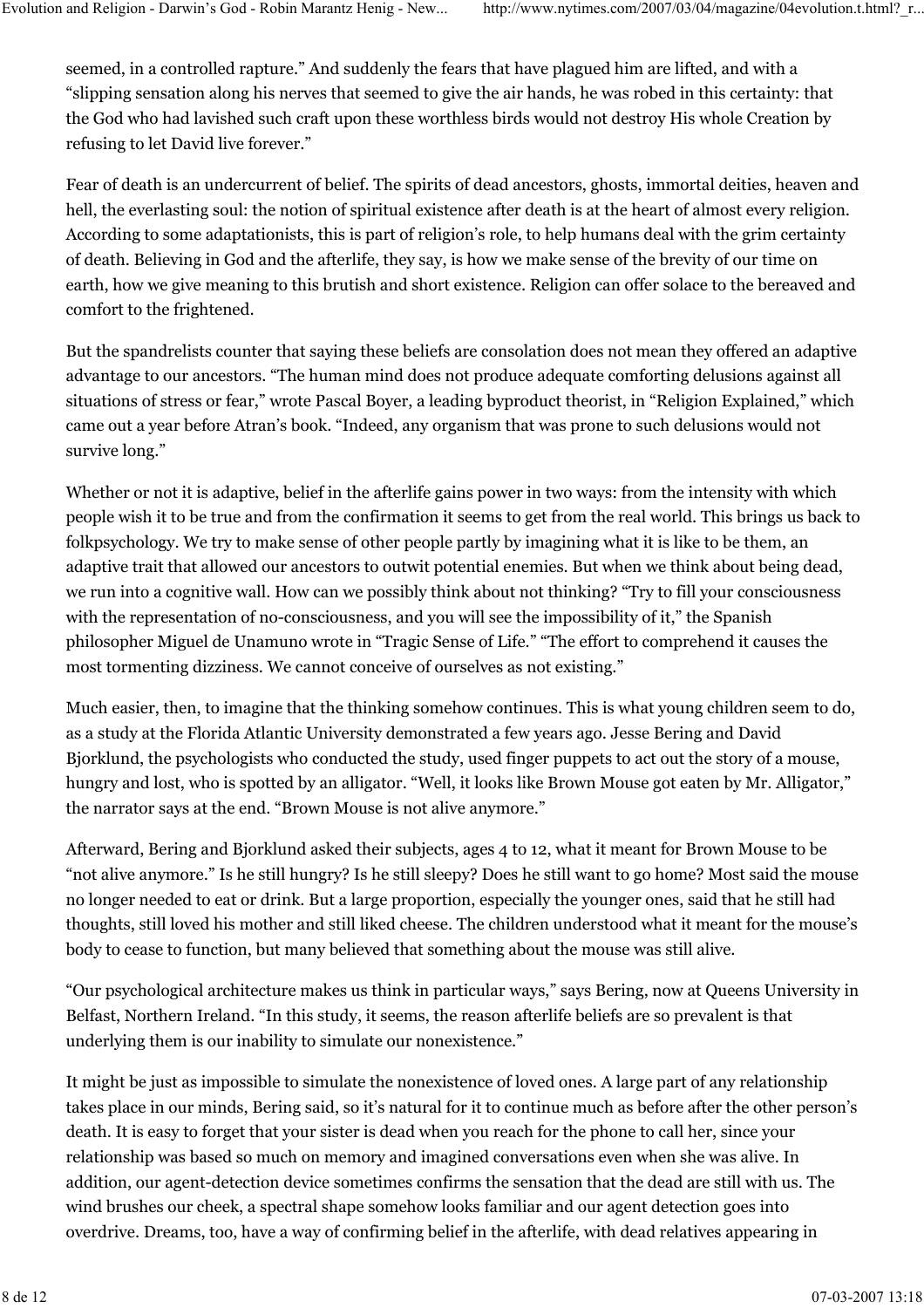seemed, in a controlled rapture." And suddenly the fears that have plagued him are lifted, and with a "slipping sensation along his nerves that seemed to give the air hands, he was robed in this certainty: that the God who had lavished such craft upon these worthless birds would not destroy His whole Creation by refusing to let David live forever."

Fear of death is an undercurrent of belief. The spirits of dead ancestors, ghosts, immortal deities, heaven and hell, the everlasting soul: the notion of spiritual existence after death is at the heart of almost every religion. According to some adaptationists, this is part of religion's role, to help humans deal with the grim certainty of death. Believing in God and the afterlife, they say, is how we make sense of the brevity of our time on earth, how we give meaning to this brutish and short existence. Religion can offer solace to the bereaved and comfort to the frightened.

But the spandrelists counter that saying these beliefs are consolation does not mean they offered an adaptive advantage to our ancestors. "The human mind does not produce adequate comforting delusions against all situations of stress or fear," wrote Pascal Boyer, a leading byproduct theorist, in "Religion Explained," which came out a year before Atran's book. "Indeed, any organism that was prone to such delusions would not survive long."

Whether or not it is adaptive, belief in the afterlife gains power in two ways: from the intensity with which people wish it to be true and from the confirmation it seems to get from the real world. This brings us back to folkpsychology. We try to make sense of other people partly by imagining what it is like to be them, an adaptive trait that allowed our ancestors to outwit potential enemies. But when we think about being dead, we run into a cognitive wall. How can we possibly think about not thinking? "Try to fill your consciousness with the representation of no-consciousness, and you will see the impossibility of it," the Spanish philosopher Miguel de Unamuno wrote in "Tragic Sense of Life." "The effort to comprehend it causes the most tormenting dizziness. We cannot conceive of ourselves as not existing."

Much easier, then, to imagine that the thinking somehow continues. This is what young children seem to do, as a study at the Florida Atlantic University demonstrated a few years ago. Jesse Bering and David Bjorklund, the psychologists who conducted the study, used finger puppets to act out the story of a mouse, hungry and lost, who is spotted by an alligator. "Well, it looks like Brown Mouse got eaten by Mr. Alligator," the narrator says at the end. "Brown Mouse is not alive anymore."

Afterward, Bering and Bjorklund asked their subjects, ages 4 to 12, what it meant for Brown Mouse to be "not alive anymore." Is he still hungry? Is he still sleepy? Does he still want to go home? Most said the mouse no longer needed to eat or drink. But a large proportion, especially the younger ones, said that he still had thoughts, still loved his mother and still liked cheese. The children understood what it meant for the mouse's body to cease to function, but many believed that something about the mouse was still alive.

"Our psychological architecture makes us think in particular ways," says Bering, now at Queens University in Belfast, Northern Ireland. "In this study, it seems, the reason afterlife beliefs are so prevalent is that underlying them is our inability to simulate our nonexistence."

It might be just as impossible to simulate the nonexistence of loved ones. A large part of any relationship takes place in our minds, Bering said, so it's natural for it to continue much as before after the other person's death. It is easy to forget that your sister is dead when you reach for the phone to call her, since your relationship was based so much on memory and imagined conversations even when she was alive. In addition, our agent-detection device sometimes confirms the sensation that the dead are still with us. The wind brushes our cheek, a spectral shape somehow looks familiar and our agent detection goes into overdrive. Dreams, too, have a way of confirming belief in the afterlife, with dead relatives appearing in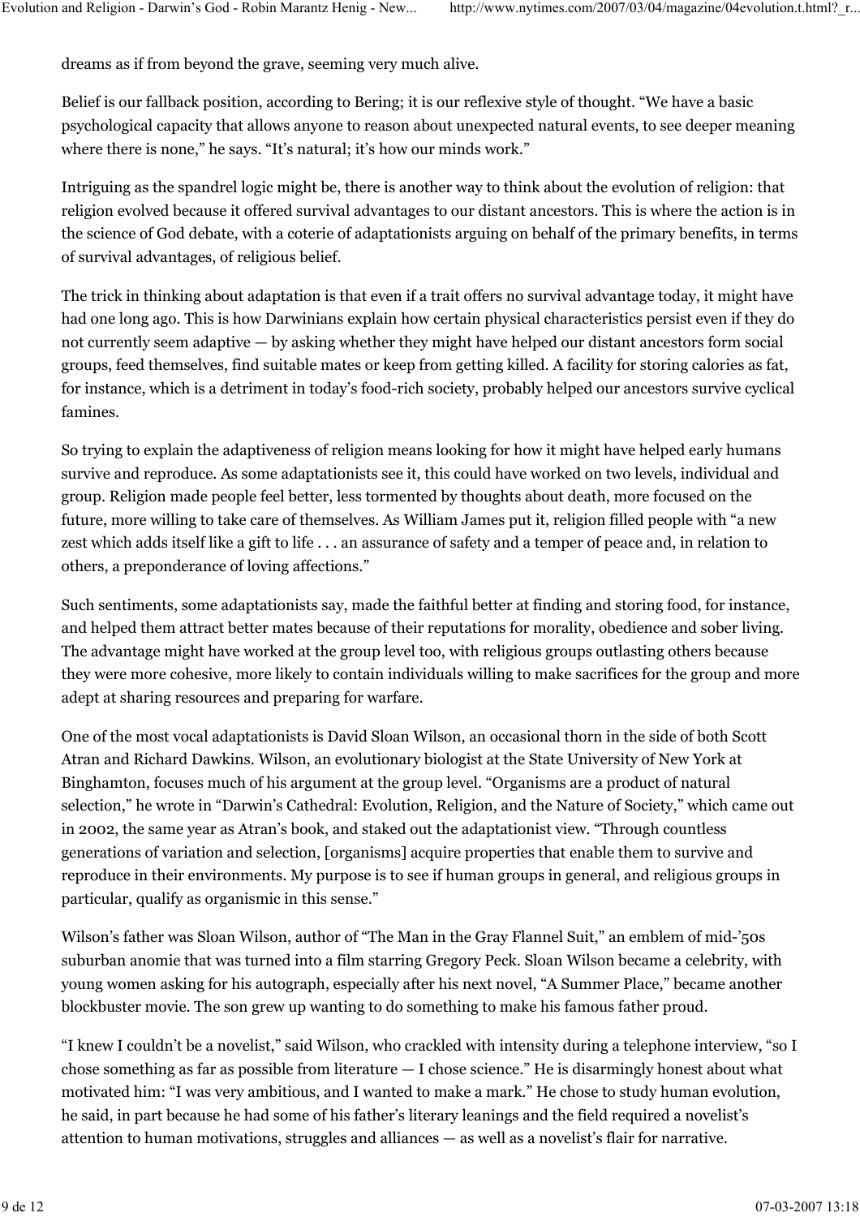dreams as if from beyond the grave, seeming very much alive.

Belief is our fallback position, according to Bering; it is our reflexive style of thought. “We have a basic psychological capacity that allows anyone to reason about unexpected natural events, to see deeper meaning where there is none,” he says. “It’s natural; it’s how our minds work.”

Intriguing as the spandrel logic might be, there is another way to think about the evolution of religion: that religion evolved because it offered survival advantages to our distant ancestors. This is where the action is in the science of God debate, with a coterie of adaptationists arguing on behalf of the primary benefits, in terms of survival advantages, of religious belief.

The trick in thinking about adaptation is that even if a trait offers no survival advantage today, it might have had one long ago. This is how Darwinians explain how certain physical characteristics persist even if they do not currently seem adaptive — by asking whether they might have helped our distant ancestors form social groups, feed themselves, find suitable mates or keep from getting killed. A facility for storing calories as fat, for instance, which is a detriment in today’s food-rich society, probably helped our ancestors survive cyclical famines.

So trying to explain the adaptiveness of religion means looking for how it might have helped early humans survive and reproduce. As some adaptationists see it, this could have worked on two levels, individual and group. Religion made people feel better, less tormented by thoughts about death, more focused on the future, more willing to take care of themselves. As William James put it, religion filled people with “a new zest which adds itself like a gift to life . . . an assurance of safety and a temper of peace and, in relation to others, a preponderance of loving affections.”

Such sentiments, some adaptationists say, made the faithful better at finding and storing food, for instance, and helped them attract better mates because of their reputations for morality, obedience and sober living. The advantage might have worked at the group level too, with religious groups outlasting others because they were more cohesive, more likely to contain individuals willing to make sacrifices for the group and more adept at sharing resources and preparing for warfare.

One of the most vocal adaptationists is David Sloan Wilson, an occasional thorn in the side of both Scott Atran and Richard Dawkins. Wilson, an evolutionary biologist at the State University of New York at Binghamton, focuses much of his argument at the group level. “Organisms are a product of natural selection,” he wrote in “Darwin’s Cathedral: Evolution, Religion, and the Nature of Society,” which came out in 2002, the same year as Atran’s book, and staked out the adaptationist view. “Through countless generations of variation and selection, [organisms] acquire properties that enable them to survive and reproduce in their environments. My purpose is to see if human groups in general, and religious groups in particular, qualify as organismic in this sense.”

Wilson’s father was Sloan Wilson, author of “The Man in the Gray Flannel Suit,” an emblem of mid-’50s suburban anomie that was turned into a film starring Gregory Peck. Sloan Wilson became a celebrity, with young women asking for his autograph, especially after his next novel, “A Summer Place,” became another blockbuster movie. The son grew up wanting to do something to make his famous father proud.

“I knew I couldn’t be a novelist,” said Wilson, who crackled with intensity during a telephone interview, “so I chose something as far as possible from literature — I chose science.” He is disarmingly honest about what motivated him: “I was very ambitious, and I wanted to make a mark.” He chose to study human evolution, he said, in part because he had some of his father’s literary leanings and the field required a novelist’s attention to human motivations, struggles and alliances — as well as a novelist’s flair for narrative.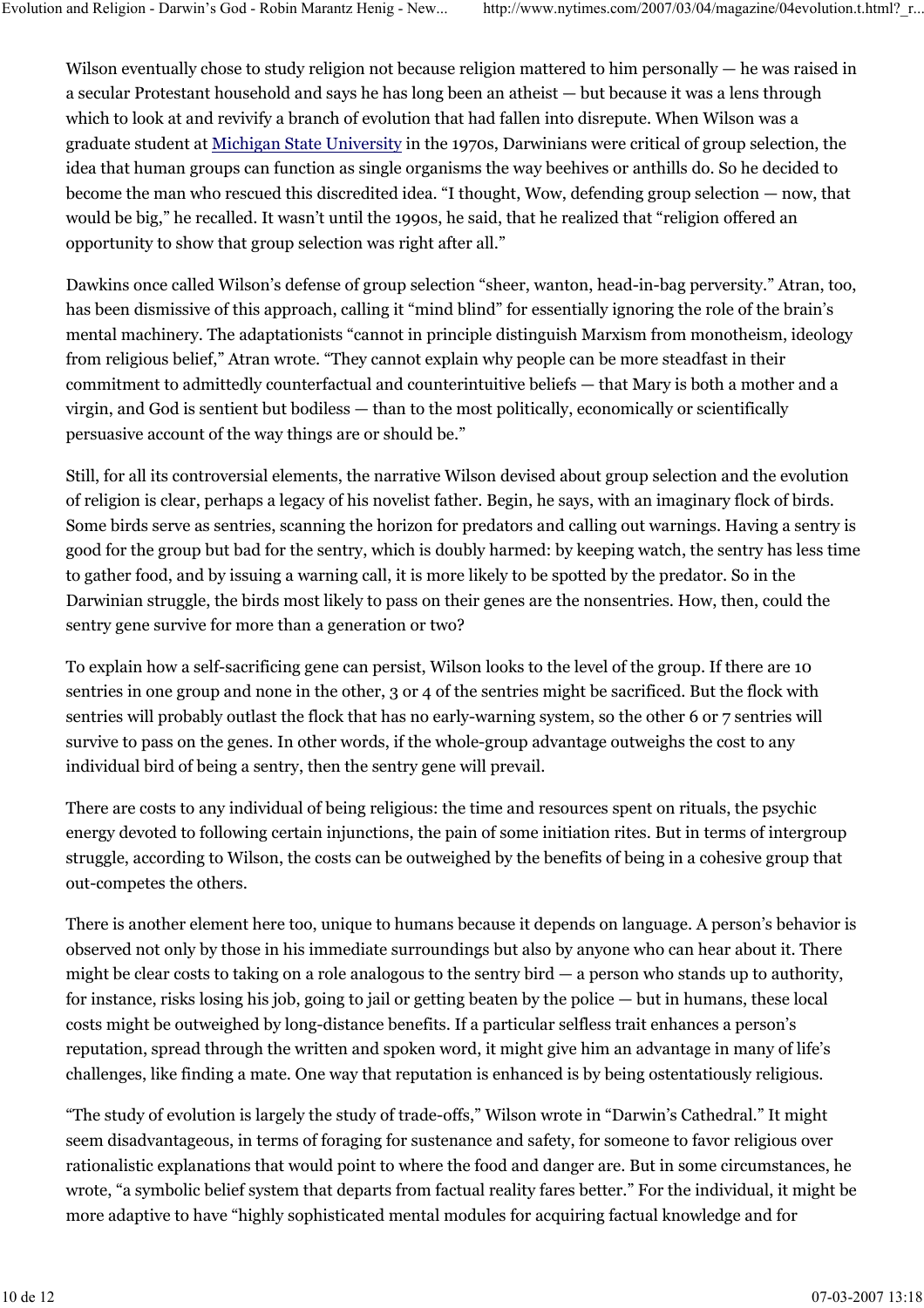Wilson eventually chose to study religion not because religion mattered to him personally — he was raised in a secular Protestant household and says he has long been an atheist — but because it was a lens through which to look at and revivify a branch of evolution that had fallen into disrepute. When Wilson was a graduate student at Michigan State University in the 1970s, Darwinians were critical of group selection, the idea that human groups can function as single organisms the way beehives or anthills do. So he decided to become the man who rescued this discredited idea. "I thought, Wow, defending group selection — now, that would be big," he recalled. It wasn't until the 1990s, he said, that he realized that "religion offered an opportunity to show that group selection was right after all."

Dawkins once called Wilson's defense of group selection "sheer, wanton, head-in-bag perversity." Atran, too, has been dismissive of this approach, calling it "mind blind" for essentially ignoring the role of the brain's mental machinery. The adaptationists "cannot in principle distinguish Marxism from monotheism, ideology from religious belief," Atran wrote. "They cannot explain why people can be more steadfast in their commitment to admittedly counterfactual and counterintuitive beliefs — that Mary is both a mother and a virgin, and God is sentient but bodiless — than to the most politically, economically or scientifically persuasive account of the way things are or should be."

Still, for all its controversial elements, the narrative Wilson devised about group selection and the evolution of religion is clear, perhaps a legacy of his novelist father. Begin, he says, with an imaginary flock of birds. Some birds serve as sentries, scanning the horizon for predators and calling out warnings. Having a sentry is good for the group but bad for the sentry, which is doubly harmed: by keeping watch, the sentry has less time to gather food, and by issuing a warning call, it is more likely to be spotted by the predator. So in the Darwinian struggle, the birds most likely to pass on their genes are the nonsentries. How, then, could the sentry gene survive for more than a generation or two?

To explain how a self-sacrificing gene can persist, Wilson looks to the level of the group. If there are 10 sentries in one group and none in the other, 3 or 4 of the sentries might be sacrificed. But the flock with sentries will probably outlast the flock that has no early-warning system, so the other 6 or 7 sentries will survive to pass on the genes. In other words, if the whole-group advantage outweighs the cost to any individual bird of being a sentry, then the sentry gene will prevail.

There are costs to any individual of being religious: the time and resources spent on rituals, the psychic energy devoted to following certain injunctions, the pain of some initiation rites. But in terms of intergroup struggle, according to Wilson, the costs can be outweighed by the benefits of being in a cohesive group that out-competes the others.

There is another element here too, unique to humans because it depends on language. A person's behavior is observed not only by those in his immediate surroundings but also by anyone who can hear about it. There might be clear costs to taking on a role analogous to the sentry bird — a person who stands up to authority, for instance, risks losing his job, going to jail or getting beaten by the police — but in humans, these local costs might be outweighed by long-distance benefits. If a particular selfless trait enhances a person's reputation, spread through the written and spoken word, it might give him an advantage in many of life's challenges, like finding a mate. One way that reputation is enhanced is by being ostentatiously religious.

"The study of evolution is largely the study of trade-offs," Wilson wrote in "Darwin's Cathedral." It might seem disadvantageous, in terms of foraging for sustenance and safety, for someone to favor religious over rationalistic explanations that would point to where the food and danger are. But in some circumstances, he wrote, "a symbolic belief system that departs from factual reality fares better." For the individual, it might be more adaptive to have "highly sophisticated mental modules for acquiring factual knowledge and for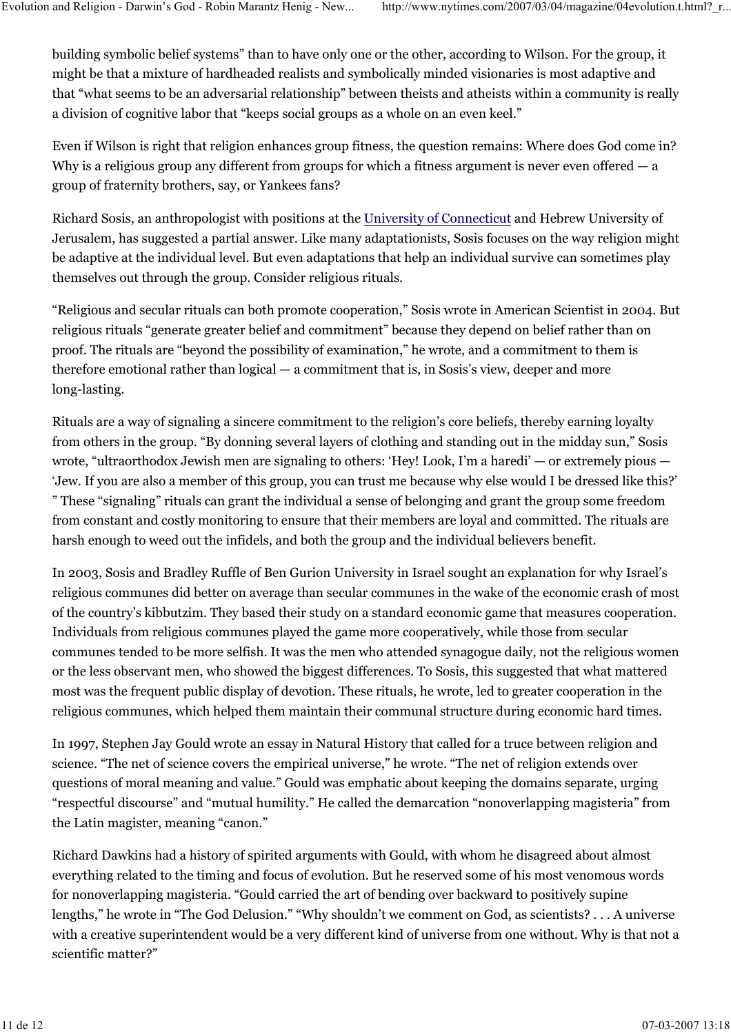building symbolic belief systems" than to have only one or the other, according to Wilson. For the group, it might be that a mixture of hardheaded realists and symbolically minded visionaries is most adaptive and that "what seems to be an adversarial relationship" between theists and atheists within a community is really a division of cognitive labor that "keeps social groups as a whole on an even keel."

Even if Wilson is right that religion enhances group fitness, the question remains: Where does God come in? Why is a religious group any different from groups for which a fitness argument is never even offered — a group of fraternity brothers, say, or Yankees fans?

Richard Sosis, an anthropologist with positions at the University of Connecticut and Hebrew University of Jerusalem, has suggested a partial answer. Like many adaptationists, Sosis focuses on the way religion might be adaptive at the individual level. But even adaptations that help an individual survive can sometimes play themselves out through the group. Consider religious rituals.

"Religious and secular rituals can both promote cooperation," Sosis wrote in American Scientist in 2004. But religious rituals "generate greater belief and commitment" because they depend on belief rather than on proof. The rituals are "beyond the possibility of examination," he wrote, and a commitment to them is therefore emotional rather than logical — a commitment that is, in Sosis's view, deeper and more long-lasting.

Rituals are a way of signaling a sincere commitment to the religion's core beliefs, thereby earning loyalty from others in the group. "By donning several layers of clothing and standing out in the midday sun," Sosis wrote, "ultraorthodox Jewish men are signaling to others: 'Hey! Look, I'm a haredi' — or extremely pious — 'Jew. If you are also a member of this group, you can trust me because why else would I be dressed like this?' " These "signaling" rituals can grant the individual a sense of belonging and grant the group some freedom from constant and costly monitoring to ensure that their members are loyal and committed. The rituals are harsh enough to weed out the infidels, and both the group and the individual believers benefit.

In 2003, Sosis and Bradley Ruffle of Ben Gurion University in Israel sought an explanation for why Israel's religious communes did better on average than secular communes in the wake of the economic crash of most of the country's kibbutzim. They based their study on a standard economic game that measures cooperation. Individuals from religious communes played the game more cooperatively, while those from secular communes tended to be more selfish. It was the men who attended synagogue daily, not the religious women or the less observant men, who showed the biggest differences. To Sosis, this suggested that what mattered most was the frequent public display of devotion. These rituals, he wrote, led to greater cooperation in the religious communes, which helped them maintain their communal structure during economic hard times.

In 1997, Stephen Jay Gould wrote an essay in Natural History that called for a truce between religion and science. "The net of science covers the empirical universe," he wrote. "The net of religion extends over questions of moral meaning and value." Gould was emphatic about keeping the domains separate, urging "respectful discourse" and "mutual humility." He called the demarcation "nonoverlapping magisteria" from the Latin magister, meaning "canon."

Richard Dawkins had a history of spirited arguments with Gould, with whom he disagreed about almost everything related to the timing and focus of evolution. But he reserved some of his most venomous words for nonoverlapping magisteria. "Gould carried the art of bending over backward to positively supine lengths," he wrote in "The God Delusion." "Why shouldn't we comment on God, as scientists? . . . A universe with a creative superintendent would be a very different kind of universe from one without. Why is that not a scientific matter?"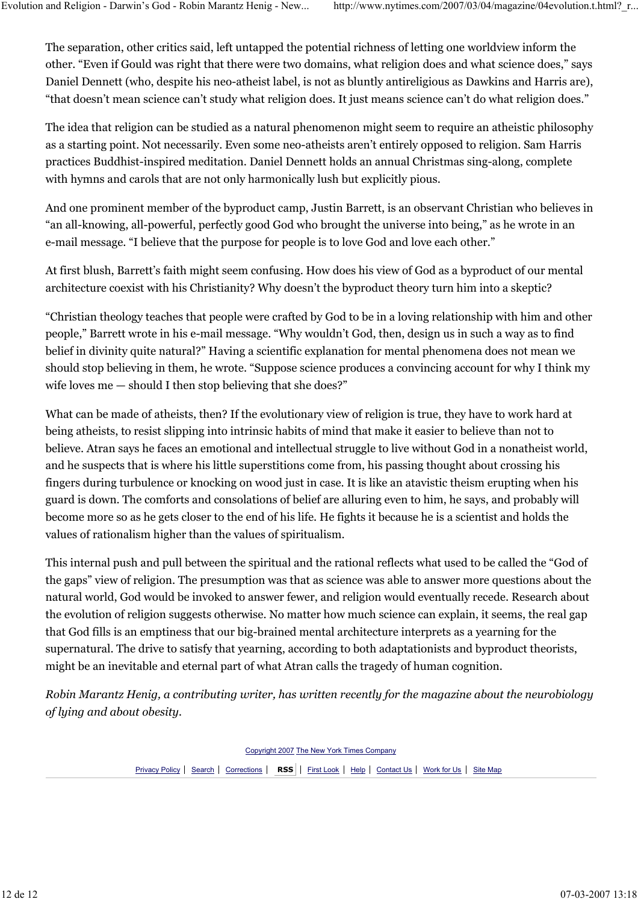The separation, other critics said, left untapped the potential richness of letting one worldview inform the other. “Even if Gould was right that there were two domains, what religion does and what science does,” says Daniel Dennett (who, despite his neo-atheist label, is not as bluntly antireligious as Dawkins and Harris are), “that doesn’t mean science can’t study what religion does. It just means science can’t do what religion does.”

The idea that religion can be studied as a natural phenomenon might seem to require an atheistic philosophy as a starting point. Not necessarily. Even some neo-atheists aren’t entirely opposed to religion. Sam Harris practices Buddhist-inspired meditation. Daniel Dennett holds an annual Christmas sing-along, complete with hymns and carols that are not only harmonically lush but explicitly pious.

And one prominent member of the byproduct camp, Justin Barrett, is an observant Christian who believes in “an all-knowing, all-powerful, perfectly good God who brought the universe into being,” as he wrote in an e-mail message. “I believe that the purpose for people is to love God and love each other.”

At first blush, Barrett’s faith might seem confusing. How does his view of God as a byproduct of our mental architecture coexist with his Christianity? Why doesn’t the byproduct theory turn him into a skeptic?

“Christian theology teaches that people were crafted by God to be in a loving relationship with him and other people,” Barrett wrote in his e-mail message. “Why wouldn’t God, then, design us in such a way as to find belief in divinity quite natural?” Having a scientific explanation for mental phenomena does not mean we should stop believing in them, he wrote. “Suppose science produces a convincing account for why I think my wife loves me — should I then stop believing that she does?”

What can be made of atheists, then? If the evolutionary view of religion is true, they have to work hard at being atheists, to resist slipping into intrinsic habits of mind that make it easier to believe than not to believe. Atran says he faces an emotional and intellectual struggle to live without God in a nonatheist world, and he suspects that is where his little superstitions come from, his passing thought about crossing his fingers during turbulence or knocking on wood just in case. It is like an atavistic theism erupting when his guard is down. The comforts and consolations of belief are alluring even to him, he says, and probably will become more so as he gets closer to the end of his life. He fights it because he is a scientist and holds the values of rationalism higher than the values of spiritualism.

This internal push and pull between the spiritual and the rational reflects what used to be called the “God of the gaps” view of religion. The presumption was that as science was able to answer more questions about the natural world, God would be invoked to answer fewer, and religion would eventually recede. Research about the evolution of religion suggests otherwise. No matter how much science can explain, it seems, the real gap that God fills is an emptiness that our big-brained mental architecture interprets as a yearning for the supernatural. The drive to satisfy that yearning, according to both adaptationists and byproduct theorists, might be an inevitable and eternal part of what Atran calls the tragedy of human cognition.

*Robin Marantz Henig, a contributing writer, has written recently for the magazine about the neurobiology of lying and about obesity.*

Copyright 2007 The New York Times Company

Privacy Policy | Search | Corrections | RSS | First Look | Help | Contact Us | Work for Us | Site Map